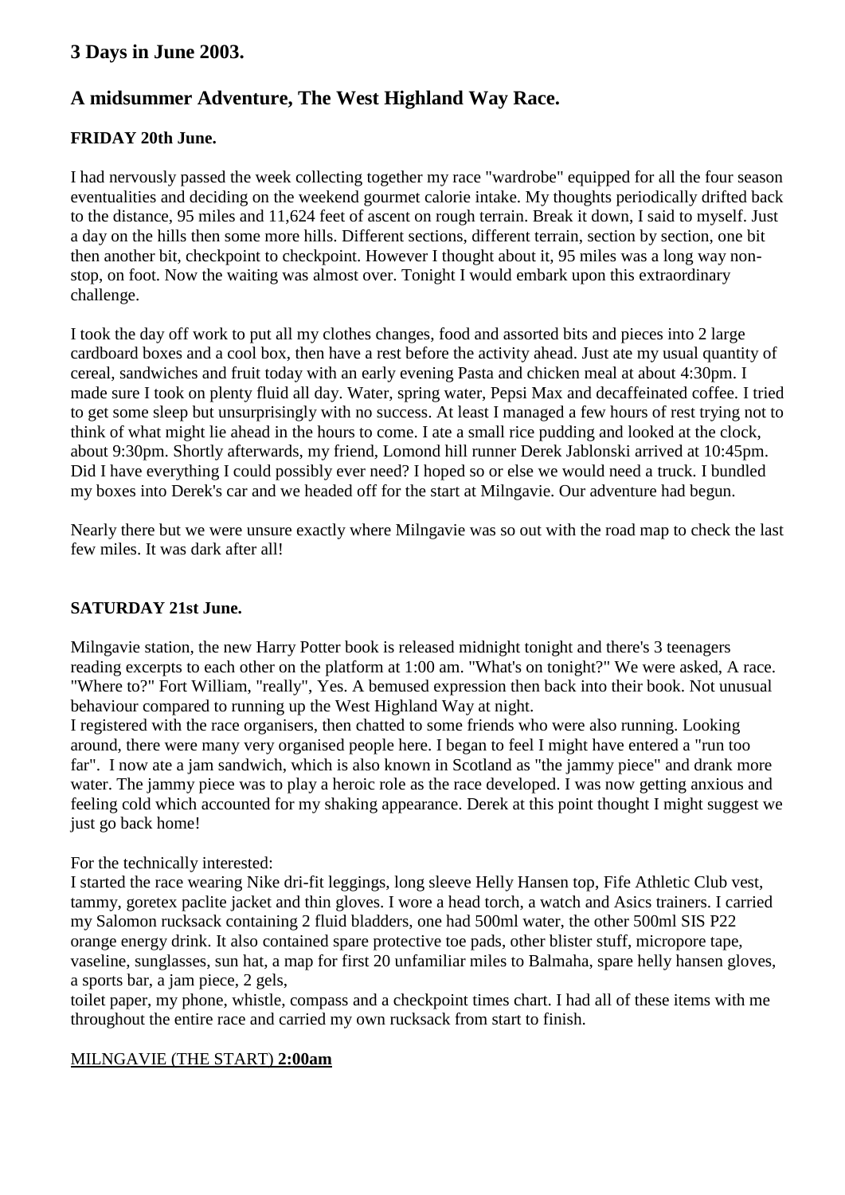## 3 Days in June 2003.

## A midsummer Adventure, The West Highland Way Race.

### FRIDAY 20th June.

I had nervously passed the week collecting together my race "wardrobe" equipped for all the four season eventualities and deciding on the weekend gourmet calorie intake. My thoughts periodically drifted back to the distance, 95 miles and 11,624 feet of ascent on rough terrain. Break it down, I said to myself. Just a day on the hills then some more hills. Different sections, different terrain, section by section, one bit then another bit, checkpoint to checkpoint. However I thought about it, 95 miles was a long way non-stop, on foot. Now the waiting was almost over. Tonight I would embark upon this extraordinary challenge.

I took the day off work to put all my clothes changes, food and assorted bits and pieces into 2 large cardboard boxes and a cool box, then have a rest before the activity ahead. Just ate my usual quantity of cereal, sandwiches and fruit today with an early evening Pasta and chicken meal at about 4:30pm. I made sure I took on plenty fluid all day. Water, spring water, Pepsi Max and decaffeinated coffee. I tried to get some sleep but unsurprisingly with no success. At least I managed a few hours of rest trying not to think of what might lie ahead in the hours to come. I ate a small rice pudding and looked at the clock, about 9:30pm. Shortly afterwards, my friend, Lomond hill runner Derek Jablonski arrived at 10:45pm. Did I have everything I could possibly ever need? I hoped so or else we would need a truck. I bundled my boxes into Derek's car and we headed off for the start at Milngavie. Our adventure had begun.

Nearly there but we were unsure exactly where Milngavie was so out with the road map to check the last few miles. It was dark after all!

### SATURDAY 21st June.

Milngavie station, the new Harry Potter book is released midnight tonight and there's 3 teenagers reading excerpts to each other on the platform at 1:00 am. "What's on tonight?" We were asked, A race. "Where to?" Fort William, "really", Yes. A bemused expression then back into their book. Not unusual behaviour compared to running up the West Highland Way at night.
I registered with the race organisers, then chatted to some friends who were also running. Looking around, there were many very organised people here. I began to feel I might have entered a "run too far". I now ate a jam sandwich, which is also known in Scotland as "the jammy piece" and drank more water. The jammy piece was to play a heroic role as the race developed. I was now getting anxious and feeling cold which accounted for my shaking appearance. Derek at this point thought I might suggest we just go back home!

For the technically interested:
I started the race wearing Nike dri-fit leggings, long sleeve Helly Hansen top, Fife Athletic Club vest, tammy, goretex paclite jacket and thin gloves. I wore a head torch, a watch and Asics trainers. I carried my Salomon rucksack containing 2 fluid bladders, one had 500ml water, the other 500ml SIS P22 orange energy drink. It also contained spare protective toe pads, other blister stuff, micropore tape, vaseline, sunglasses, sun hat, a map for first 20 unfamiliar miles to Balmaha, spare helly hansen gloves, a sports bar, a jam piece, 2 gels,
toilet paper, my phone, whistle, compass and a checkpoint times chart. I had all of these items with me throughout the entire race and carried my own rucksack from start to finish.

<u>MILNGAVIE (THE START)</u> **2:00am**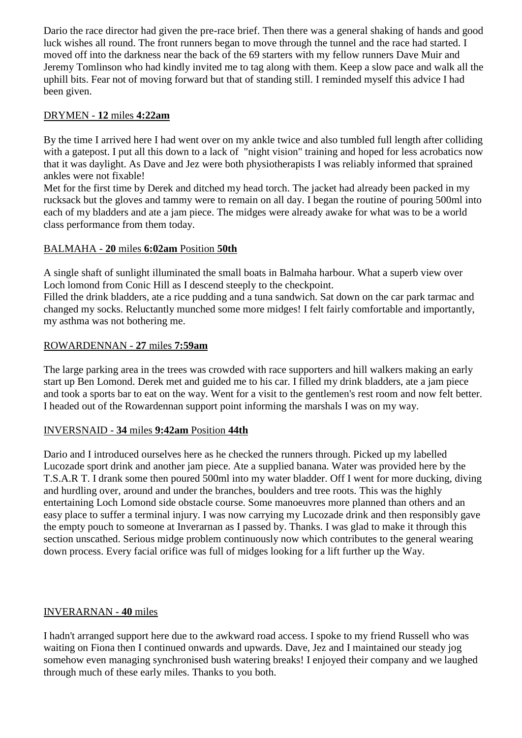Dario the race director had given the pre-race brief. Then there was a general shaking of hands and good luck wishes all round. The front runners began to move through the tunnel and the race had started. I moved off into the darkness near the back of the 69 starters with my fellow runners Dave Muir and Jeremy Tomlinson who had kindly invited me to tag along with them. Keep a slow pace and walk all the uphill bits. Fear not of moving forward but that of standing still. I reminded myself this advice I had been given.

<u>DRYMEN - **12** miles **4:22am**</u>

By the time I arrived here I had went over on my ankle twice and also tumbled full length after colliding with a gatepost. I put all this down to a lack of "night vision" training and hoped for less acrobatics now that it was daylight. As Dave and Jez were both physiotherapists I was reliably informed that sprained ankles were not fixable!
Met for the first time by Derek and ditched my head torch. The jacket had already been packed in my rucksack but the gloves and tammy were to remain on all day. I began the routine of pouring 500ml into each of my bladders and ate a jam piece. The midges were already awake for what was to be a world class performance from them today.

<u>BALMAHA - **20** miles **6:02am** Position **50th**</u>

A single shaft of sunlight illuminated the small boats in Balmaha harbour. What a superb view over Loch lomond from Conic Hill as I descend steeply to the checkpoint.
Filled the drink bladders, ate a rice pudding and a tuna sandwich. Sat down on the car park tarmac and changed my socks. Reluctantly munched some more midges! I felt fairly comfortable and importantly, my asthma was not bothering me.

<u>ROWARDENNAN - **27** miles **7:59am**</u>

The large parking area in the trees was crowded with race supporters and hill walkers making an early start up Ben Lomond. Derek met and guided me to his car. I filled my drink bladders, ate a jam piece and took a sports bar to eat on the way. Went for a visit to the gentlemen's rest room and now felt better. I headed out of the Rowardennan support point informing the marshals I was on my way.

<u>INVERSNAID - **34** miles **9:42am** Position **44th**</u>

Dario and I introduced ourselves here as he checked the runners through. Picked up my labelled Lucozade sport drink and another jam piece. Ate a supplied banana. Water was provided here by the T.S.A.R T. I drank some then poured 500ml into my water bladder. Off I went for more ducking, diving and hurdling over, around and under the branches, boulders and tree roots. This was the highly entertaining Loch Lomond side obstacle course. Some manoeuvres more planned than others and an easy place to suffer a terminal injury. I was now carrying my Lucozade drink and then responsibly gave the empty pouch to someone at Inverarnan as I passed by. Thanks. I was glad to make it through this section unscathed. Serious midge problem continuously now which contributes to the general wearing down process. Every facial orifice was full of midges looking for a lift further up the Way.

<u>INVERARNAN - **40** miles</u>

I hadn't arranged support here due to the awkward road access. I spoke to my friend Russell who was waiting on Fiona then I continued onwards and upwards. Dave, Jez and I maintained our steady jog somehow even managing synchronised bush watering breaks! I enjoyed their company and we laughed through much of these early miles. Thanks to you both.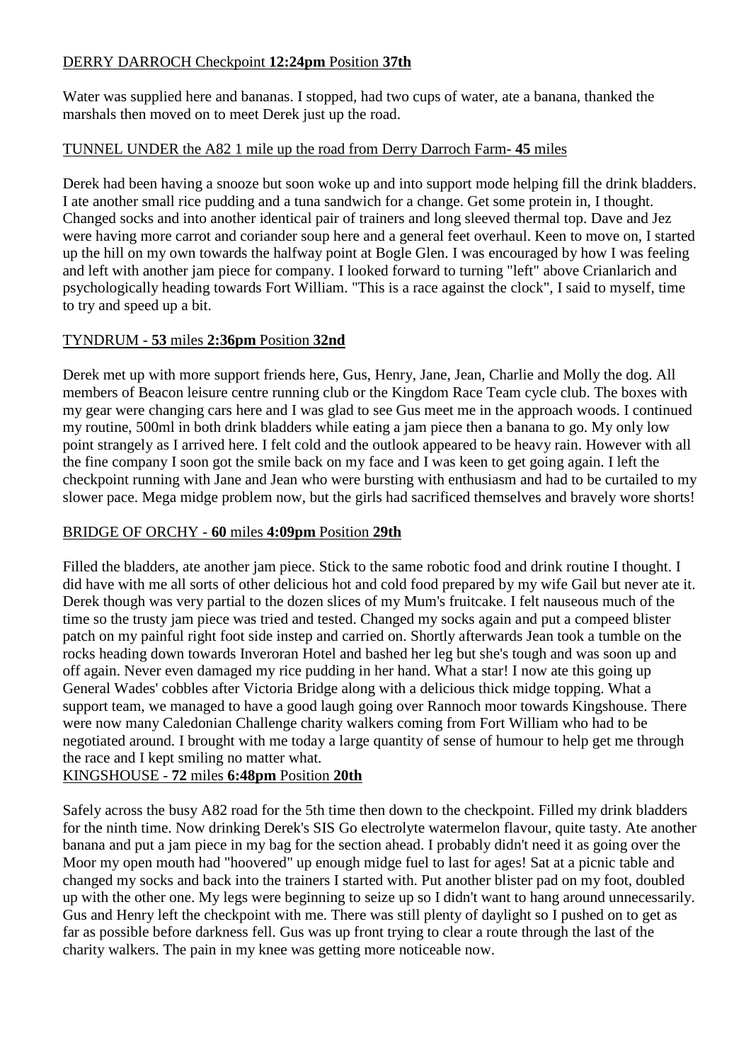DERRY DARROCH Checkpoint **12:24pm** Position **37th**

Water was supplied here and bananas. I stopped, had two cups of water, ate a banana, thanked the marshals then moved on to meet Derek just up the road.

TUNNEL UNDER the A82 1 mile up the road from Derry Darroch Farm- **45** miles

Derek had been having a snooze but soon woke up and into support mode helping fill the drink bladders. I ate another small rice pudding and a tuna sandwich for a change. Get some protein in, I thought. Changed socks and into another identical pair of trainers and long sleeved thermal top. Dave and Jez were having more carrot and coriander soup here and a general feet overhaul. Keen to move on, I started up the hill on my own towards the halfway point at Bogle Glen. I was encouraged by how I was feeling and left with another jam piece for company. I looked forward to turning "left" above Crianlarich and psychologically heading towards Fort William. "This is a race against the clock", I said to myself, time to try and speed up a bit.

TYNDRUM - **53** miles **2:36pm** Position **32nd**

Derek met up with more support friends here, Gus, Henry, Jane, Jean, Charlie and Molly the dog. All members of Beacon leisure centre running club or the Kingdom Race Team cycle club. The boxes with my gear were changing cars here and I was glad to see Gus meet me in the approach woods. I continued my routine, 500ml in both drink bladders while eating a jam piece then a banana to go. My only low point strangely as I arrived here. I felt cold and the outlook appeared to be heavy rain. However with all the fine company I soon got the smile back on my face and I was keen to get going again. I left the checkpoint running with Jane and Jean who were bursting with enthusiasm and had to be curtailed to my slower pace. Mega midge problem now, but the girls had sacrificed themselves and bravely wore shorts!

BRIDGE OF ORCHY - **60** miles **4:09pm** Position **29th**

Filled the bladders, ate another jam piece. Stick to the same robotic food and drink routine I thought. I did have with me all sorts of other delicious hot and cold food prepared by my wife Gail but never ate it. Derek though was very partial to the dozen slices of my Mum's fruitcake. I felt nauseous much of the time so the trusty jam piece was tried and tested. Changed my socks again and put a compeed blister patch on my painful right foot side instep and carried on. Shortly afterwards Jean took a tumble on the rocks heading down towards Inveroran Hotel and bashed her leg but she's tough and was soon up and off again. Never even damaged my rice pudding in her hand. What a star! I now ate this going up General Wades' cobbles after Victoria Bridge along with a delicious thick midge topping. What a support team, we managed to have a good laugh going over Rannoch moor towards Kingshouse. There were now many Caledonian Challenge charity walkers coming from Fort William who had to be negotiated around. I brought with me today a large quantity of sense of humour to help get me through the race and I kept smiling no matter what.

KINGSHOUSE - **72** miles **6:48pm** Position **20th**

Safely across the busy A82 road for the 5th time then down to the checkpoint. Filled my drink bladders for the ninth time. Now drinking Derek's SIS Go electrolyte watermelon flavour, quite tasty. Ate another banana and put a jam piece in my bag for the section ahead. I probably didn't need it as going over the Moor my open mouth had "hoovered" up enough midge fuel to last for ages! Sat at a picnic table and changed my socks and back into the trainers I started with. Put another blister pad on my foot, doubled up with the other one. My legs were beginning to seize up so I didn't want to hang around unnecessarily. Gus and Henry left the checkpoint with me. There was still plenty of daylight so I pushed on to get as far as possible before darkness fell. Gus was up front trying to clear a route through the last of the charity walkers. The pain in my knee was getting more noticeable now.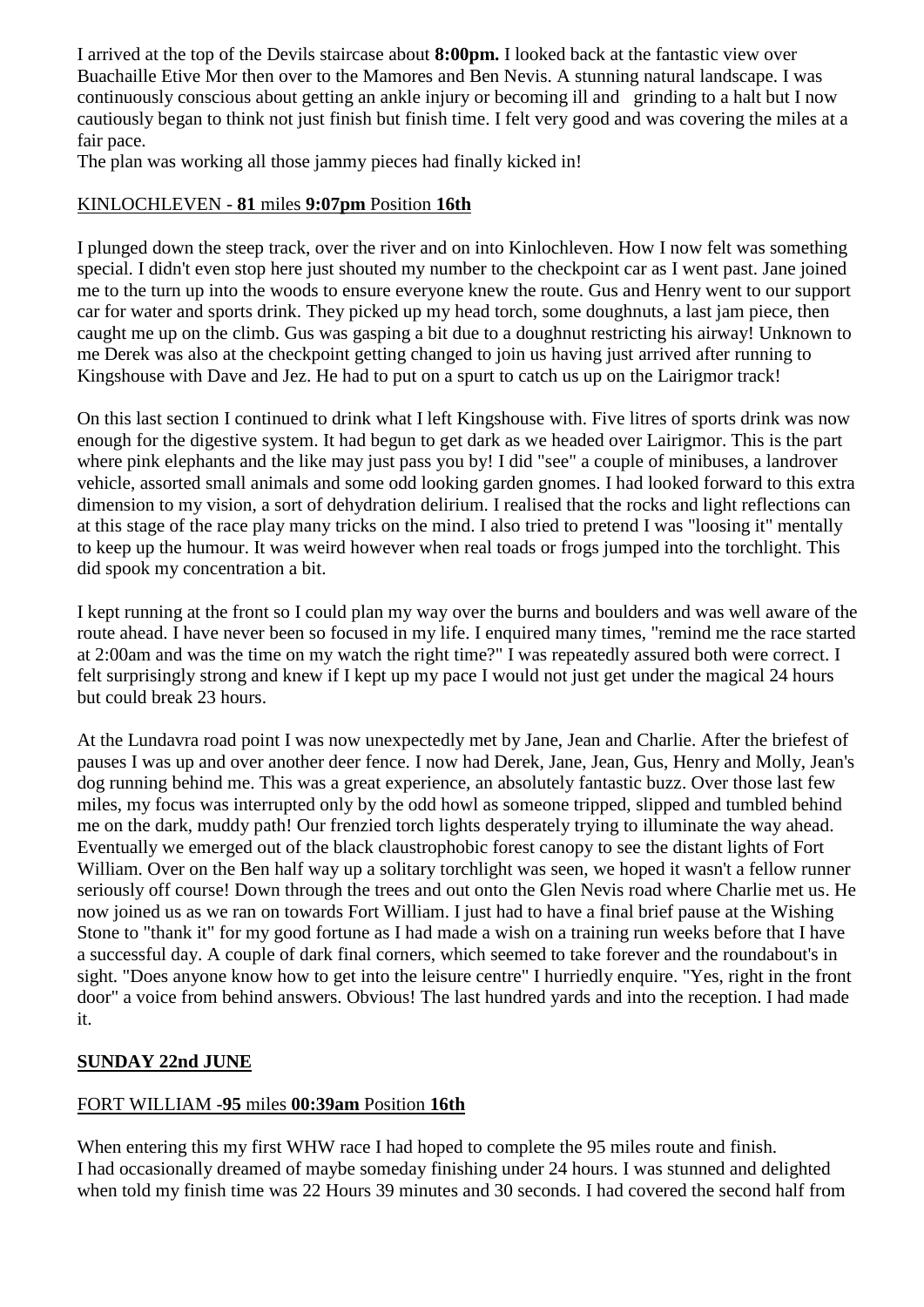I arrived at the top of the Devils staircase about **8:00pm.** I looked back at the fantastic view over Buachaille Etive Mor then over to the Mamores and Ben Nevis. A stunning natural landscape. I was continuously conscious about getting an ankle injury or becoming ill and grinding to a halt but I now cautiously began to think not just finish but finish time. I felt very good and was covering the miles at a fair pace.
The plan was working all those jammy pieces had finally kicked in!

<u>KINLOCHLEVEN - **81** miles **9:07pm** Position **16th**</u>

I plunged down the steep track, over the river and on into Kinlochleven. How I now felt was something special. I didn't even stop here just shouted my number to the checkpoint car as I went past. Jane joined me to the turn up into the woods to ensure everyone knew the route. Gus and Henry went to our support car for water and sports drink. They picked up my head torch, some doughnuts, a last jam piece, then caught me up on the climb. Gus was gasping a bit due to a doughnut restricting his airway! Unknown to me Derek was also at the checkpoint getting changed to join us having just arrived after running to Kingshouse with Dave and Jez. He had to put on a spurt to catch us up on the Lairigmor track!

On this last section I continued to drink what I left Kingshouse with. Five litres of sports drink was now enough for the digestive system. It had begun to get dark as we headed over Lairigmor. This is the part where pink elephants and the like may just pass you by! I did "see" a couple of minibuses, a landrover vehicle, assorted small animals and some odd looking garden gnomes. I had looked forward to this extra dimension to my vision, a sort of dehydration delirium. I realised that the rocks and light reflections can at this stage of the race play many tricks on the mind. I also tried to pretend I was "loosing it" mentally to keep up the humour. It was weird however when real toads or frogs jumped into the torchlight. This did spook my concentration a bit.

I kept running at the front so I could plan my way over the burns and boulders and was well aware of the route ahead. I have never been so focused in my life. I enquired many times, "remind me the race started at 2:00am and was the time on my watch the right time?" I was repeatedly assured both were correct. I felt surprisingly strong and knew if I kept up my pace I would not just get under the magical 24 hours but could break 23 hours.

At the Lundavra road point I was now unexpectedly met by Jane, Jean and Charlie. After the briefest of pauses I was up and over another deer fence. I now had Derek, Jane, Jean, Gus, Henry and Molly, Jean's dog running behind me. This was a great experience, an absolutely fantastic buzz. Over those last few miles, my focus was interrupted only by the odd howl as someone tripped, slipped and tumbled behind me on the dark, muddy path! Our frenzied torch lights desperately trying to illuminate the way ahead. Eventually we emerged out of the black claustrophobic forest canopy to see the distant lights of Fort William. Over on the Ben half way up a solitary torchlight was seen, we hoped it wasn't a fellow runner seriously off course! Down through the trees and out onto the Glen Nevis road where Charlie met us. He now joined us as we ran on towards Fort William. I just had to have a final brief pause at the Wishing Stone to "thank it" for my good fortune as I had made a wish on a training run weeks before that I have a successful day. A couple of dark final corners, which seemed to take forever and the roundabout's in sight. "Does anyone know how to get into the leisure centre" I hurriedly enquire. "Yes, right in the front door" a voice from behind answers. Obvious! The last hundred yards and into the reception. I had made it.

<u>**SUNDAY 22nd JUNE**</u>

<u>FORT WILLIAM -**95** miles **00:39am** Position **16th**</u>

When entering this my first WHW race I had hoped to complete the 95 miles route and finish.
I had occasionally dreamed of maybe someday finishing under 24 hours. I was stunned and delighted when told my finish time was 22 Hours 39 minutes and 30 seconds. I had covered the second half from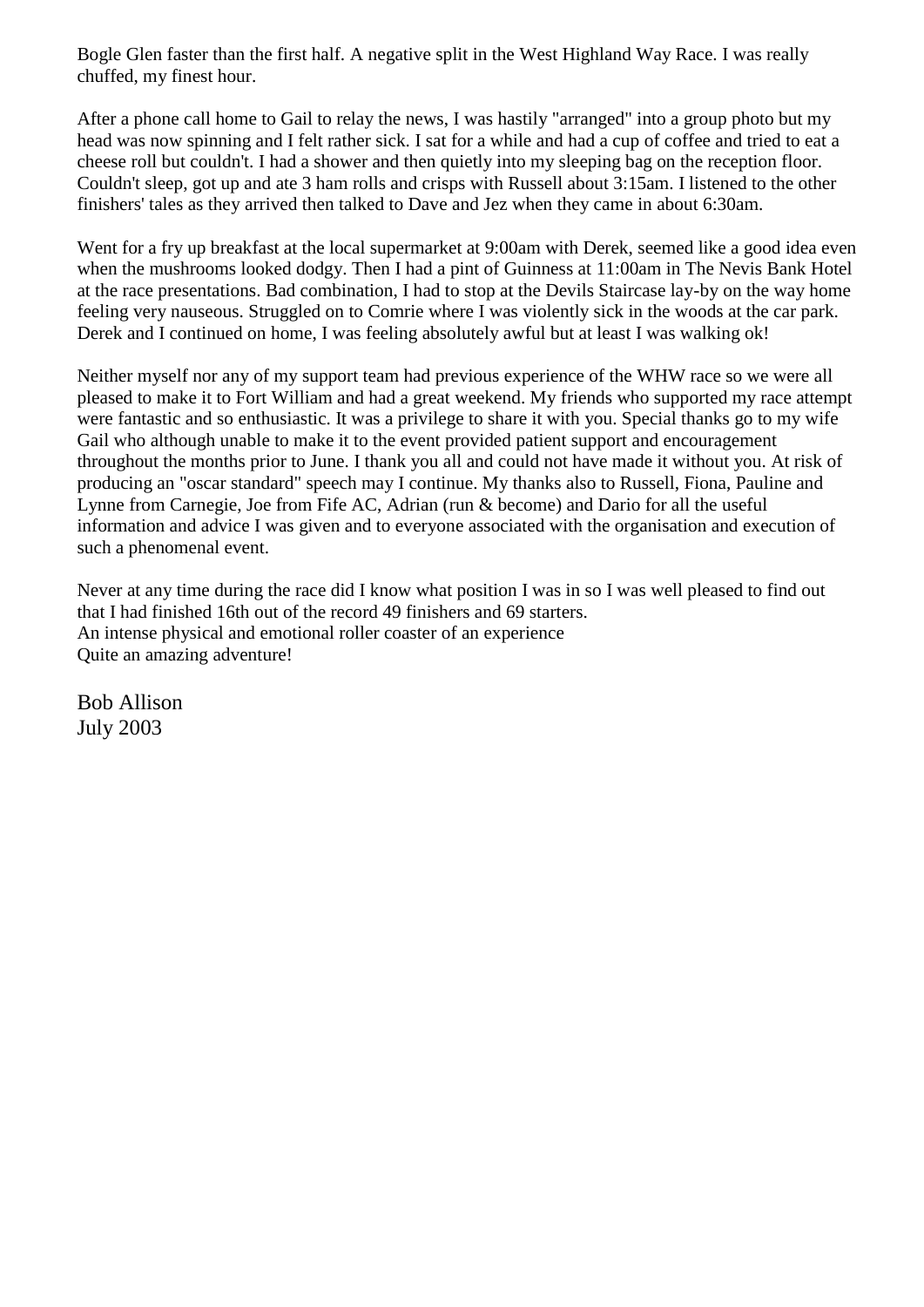Bogle Glen faster than the first half. A negative split in the West Highland Way Race. I was really chuffed, my finest hour.

After a phone call home to Gail to relay the news, I was hastily "arranged" into a group photo but my head was now spinning and I felt rather sick. I sat for a while and had a cup of coffee and tried to eat a cheese roll but couldn't. I had a shower and then quietly into my sleeping bag on the reception floor. Couldn't sleep, got up and ate 3 ham rolls and crisps with Russell about 3:15am. I listened to the other finishers' tales as they arrived then talked to Dave and Jez when they came in about 6:30am.

Went for a fry up breakfast at the local supermarket at 9:00am with Derek, seemed like a good idea even when the mushrooms looked dodgy. Then I had a pint of Guinness at 11:00am in The Nevis Bank Hotel at the race presentations. Bad combination, I had to stop at the Devils Staircase lay-by on the way home feeling very nauseous. Struggled on to Comrie where I was violently sick in the woods at the car park. Derek and I continued on home, I was feeling absolutely awful but at least I was walking ok!

Neither myself nor any of my support team had previous experience of the WHW race so we were all pleased to make it to Fort William and had a great weekend. My friends who supported my race attempt were fantastic and so enthusiastic. It was a privilege to share it with you. Special thanks go to my wife Gail who although unable to make it to the event provided patient support and encouragement throughout the months prior to June. I thank you all and could not have made it without you. At risk of producing an "oscar standard" speech may I continue. My thanks also to Russell, Fiona, Pauline and Lynne from Carnegie, Joe from Fife AC, Adrian (run & become) and Dario for all the useful information and advice I was given and to everyone associated with the organisation and execution of such a phenomenal event.

Never at any time during the race did I know what position I was in so I was well pleased to find out that I had finished 16th out of the record 49 finishers and 69 starters.
An intense physical and emotional roller coaster of an experience
Quite an amazing adventure!

Bob Allison
July 2003